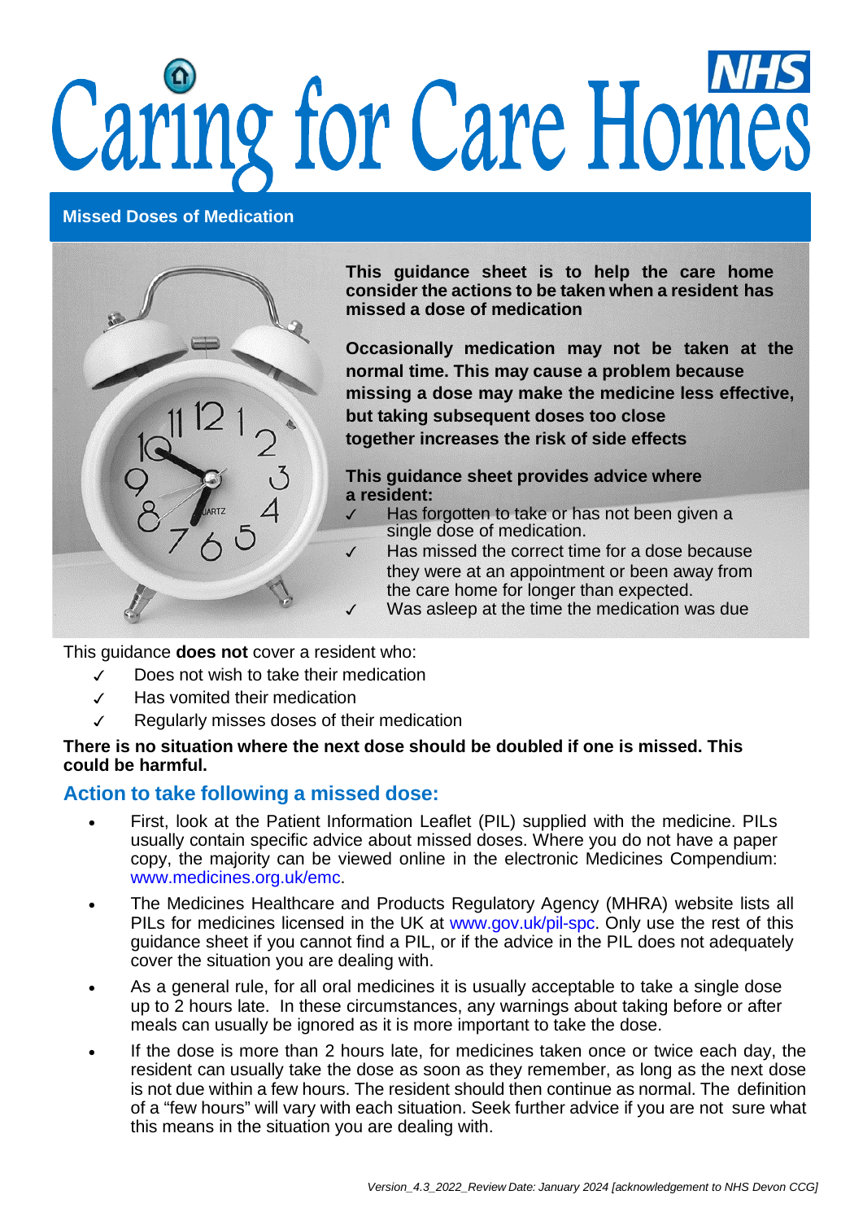# Caring for Care Homes

## Missed Doses of Medication

**This guidance sheet is to help the care home consider the actions to be taken when a resident has missed a dose of medication**

**Occasionally medication may not be taken at the normal time. This may cause a problem because missing a dose may make the medicine less effective, but taking subsequent doses too close together increases the risk of side effects**

**This guidance sheet provides advice where a resident:**

- ✓ Has forgotten to take or has not been given a single dose of medication.
- ✓ Has missed the correct time for a dose because they were at an appointment or been away from the care home for longer than expected.
- ✓ Was asleep at the time the medication was due

This guidance **does not** cover a resident who:

- ✓ Does not wish to take their medication
- ✓ Has vomited their medication
- ✓ Regularly misses doses of their medication

**There is no situation where the next dose should be doubled if one is missed. This could be harmful.**

## Action to take following a missed dose:

- First, look at the Patient Information Leaflet (PIL) supplied with the medicine. PILs usually contain specific advice about missed doses. Where you do not have a paper copy, the majority can be viewed online in the electronic Medicines Compendium: www.medicines.org.uk/emc.
- The Medicines Healthcare and Products Regulatory Agency (MHRA) website lists all PILs for medicines licensed in the UK at www.gov.uk/pil-spc. Only use the rest of this guidance sheet if you cannot find a PIL, or if the advice in the PIL does not adequately cover the situation you are dealing with.
- As a general rule, for all oral medicines it is usually acceptable to take a single dose up to 2 hours late. In these circumstances, any warnings about taking before or after meals can usually be ignored as it is more important to take the dose.
- If the dose is more than 2 hours late, for medicines taken once or twice each day, the resident can usually take the dose as soon as they remember, as long as the next dose is not due within a few hours. The resident should then continue as normal. The definition of a "few hours" will vary with each situation. Seek further advice if you are not sure what this means in the situation you are dealing with.

*Version_4.3_2022_Review Date: January 2024 [acknowledgement to NHS Devon CCG]*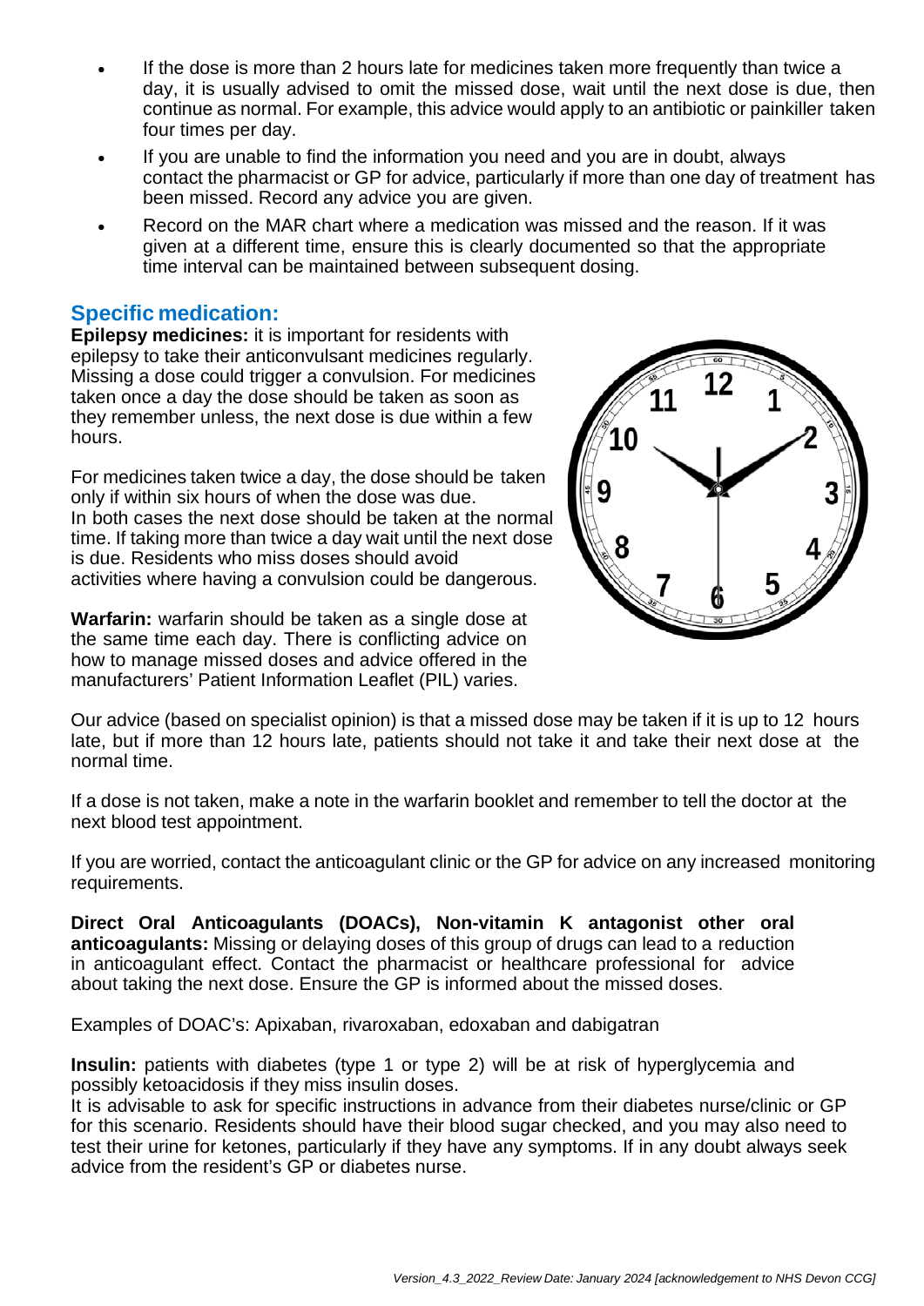- If the dose is more than 2 hours late for medicines taken more frequently than twice a day, it is usually advised to omit the missed dose, wait until the next dose is due, then continue as normal. For example, this advice would apply to an antibiotic or painkiller taken four times per day.
- If you are unable to find the information you need and you are in doubt, always contact the pharmacist or GP for advice, particularly if more than one day of treatment has been missed. Record any advice you are given.
- Record on the MAR chart where a medication was missed and the reason. If it was given at a different time, ensure this is clearly documented so that the appropriate time interval can be maintained between subsequent dosing.

## Specific medication:

**Epilepsy medicines:** it is important for residents with epilepsy to take their anticonvulsant medicines regularly. Missing a dose could trigger a convulsion. For medicines taken once a day the dose should be taken as soon as they remember unless, the next dose is due within a few hours.

For medicines taken twice a day, the dose should be taken only if within six hours of when the dose was due. In both cases the next dose should be taken at the normal time. If taking more than twice a day wait until the next dose is due. Residents who miss doses should avoid activities where having a convulsion could be dangerous.

**Warfarin:** warfarin should be taken as a single dose at the same time each day. There is conflicting advice on how to manage missed doses and advice offered in the manufacturers' Patient Information Leaflet (PIL) varies.

Our advice (based on specialist opinion) is that a missed dose may be taken if it is up to 12 hours late, but if more than 12 hours late, patients should not take it and take their next dose at the normal time.

If a dose is not taken, make a note in the warfarin booklet and remember to tell the doctor at the next blood test appointment.

If you are worried, contact the anticoagulant clinic or the GP for advice on any increased monitoring requirements.

**Direct Oral Anticoagulants (DOACs), Non-vitamin K antagonist other oral anticoagulants:** Missing or delaying doses of this group of drugs can lead to a reduction in anticoagulant effect. Contact the pharmacist or healthcare professional for advice about taking the next dose. Ensure the GP is informed about the missed doses.

Examples of DOAC's: Apixaban, rivaroxaban, edoxaban and dabigatran

**Insulin:** patients with diabetes (type 1 or type 2) will be at risk of hyperglycemia and possibly ketoacidosis if they miss insulin doses.
It is advisable to ask for specific instructions in advance from their diabetes nurse/clinic or GP for this scenario. Residents should have their blood sugar checked, and you may also need to test their urine for ketones, particularly if they have any symptoms. If in any doubt always seek advice from the resident's GP or diabetes nurse.

*Version_4.3_2022_Review Date: January 2024 [acknowledgement to NHS Devon CCG]*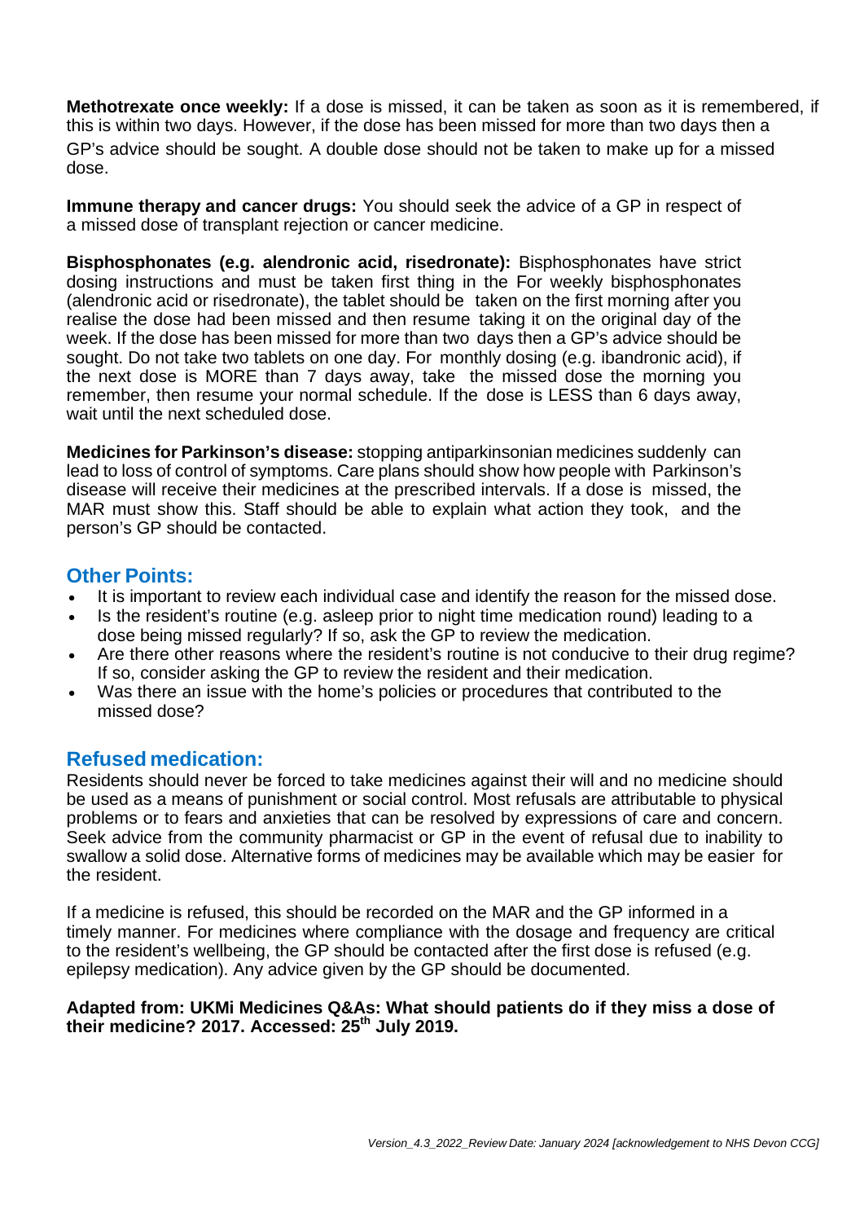**Methotrexate once weekly:** If a dose is missed, it can be taken as soon as it is remembered, if this is within two days. However, if the dose has been missed for more than two days then a GP's advice should be sought. A double dose should not be taken to make up for a missed dose.

**Immune therapy and cancer drugs:** You should seek the advice of a GP in respect of a missed dose of transplant rejection or cancer medicine.

**Bisphosphonates (e.g. alendronic acid, risedronate):** Bisphosphonates have strict dosing instructions and must be taken first thing in the For weekly bisphosphonates (alendronic acid or risedronate), the tablet should be taken on the first morning after you realise the dose had been missed and then resume taking it on the original day of the week. If the dose has been missed for more than two days then a GP's advice should be sought. Do not take two tablets on one day. For monthly dosing (e.g. ibandronic acid), if the next dose is MORE than 7 days away, take the missed dose the morning you remember, then resume your normal schedule. If the dose is LESS than 6 days away, wait until the next scheduled dose.

**Medicines for Parkinson's disease:** stopping antiparkinsonian medicines suddenly can lead to loss of control of symptoms. Care plans should show how people with Parkinson's disease will receive their medicines at the prescribed intervals. If a dose is missed, the MAR must show this. Staff should be able to explain what action they took, and the person's GP should be contacted.

## Other Points:

- It is important to review each individual case and identify the reason for the missed dose.
- Is the resident's routine (e.g. asleep prior to night time medication round) leading to a dose being missed regularly? If so, ask the GP to review the medication.
- Are there other reasons where the resident's routine is not conducive to their drug regime? If so, consider asking the GP to review the resident and their medication.
- Was there an issue with the home's policies or procedures that contributed to the missed dose?

## Refused medication:

Residents should never be forced to take medicines against their will and no medicine should be used as a means of punishment or social control. Most refusals are attributable to physical problems or to fears and anxieties that can be resolved by expressions of care and concern. Seek advice from the community pharmacist or GP in the event of refusal due to inability to swallow a solid dose. Alternative forms of medicines may be available which may be easier for the resident.

If a medicine is refused, this should be recorded on the MAR and the GP informed in a timely manner. For medicines where compliance with the dosage and frequency are critical to the resident's wellbeing, the GP should be contacted after the first dose is refused (e.g. epilepsy medication). Any advice given by the GP should be documented.

**Adapted from: UKMi Medicines Q&As: What should patients do if they miss a dose of their medicine? 2017. Accessed: 25th July 2019.**

*Version_4.3_2022_Review Date: January 2024 [acknowledgement to NHS Devon CCG]*